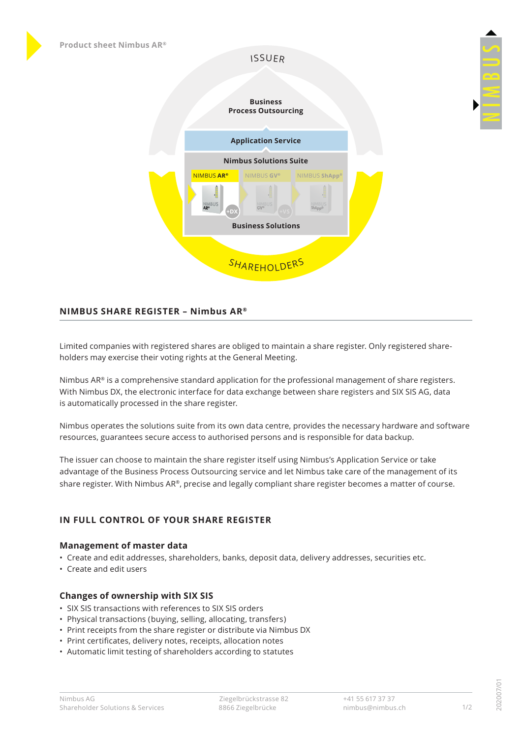Product sheet Nimbus AR®

ISSUER

Business Process Outsourcing

Application Service

Nimbus Solutions Suite

NIMBUS AR® NIMBUS GV® NIMBUS ShApp®

+DX +VS

Business Solutions

SHAREHOLDERS

## NIMBUS SHARE REGISTER – Nimbus AR®

Limited companies with registered shares are obliged to maintain a share register. Only registered shareholders may exercise their voting rights at the General Meeting.

Nimbus AR® is a comprehensive standard application for the professional management of share registers. With Nimbus DX, the electronic interface for data exchange between share registers and SIX SIS AG, data is automatically processed in the share register.

Nimbus operates the solutions suite from its own data centre, provides the necessary hardware and software resources, guarantees secure access to authorised persons and is responsible for data backup.

The issuer can choose to maintain the share register itself using Nimbus's Application Service or take advantage of the Business Process Outsourcing service and let Nimbus take care of the management of its share register. With Nimbus AR®, precise and legally compliant share register becomes a matter of course.

## IN FULL CONTROL OF YOUR SHARE REGISTER

### Management of master data

- Create and edit addresses, shareholders, banks, deposit data, delivery addresses, securities etc.
- Create and edit users

### Changes of ownership with SIX SIS

- SIX SIS transactions with references to SIX SIS orders
- Physical transactions (buying, selling, allocating, transfers)
- Print receipts from the share register or distribute via Nimbus DX
- Print certificates, delivery notes, receipts, allocation notes
- Automatic limit testing of shareholders according to statutes

Nimbus AG
Shareholder Solutions & Services
Ziegelbrückstrasse 82
8866 Ziegelbrücke
+41 55 617 37 37
nimbus@nimbus.ch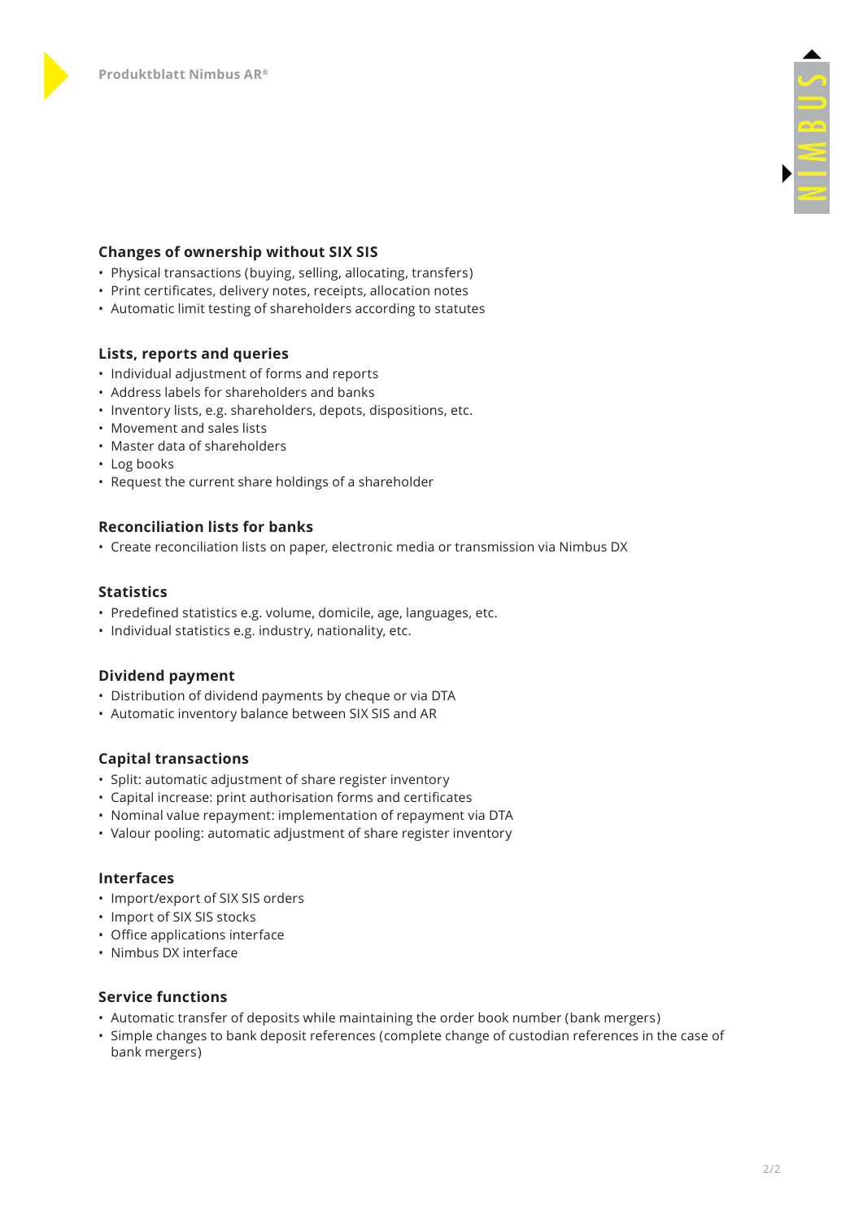## Changes of ownership without SIX SIS

- Physical transactions (buying, selling, allocating, transfers)
- Print certificates, delivery notes, receipts, allocation notes
- Automatic limit testing of shareholders according to statutes

## Lists, reports and queries

- Individual adjustment of forms and reports
- Address labels for shareholders and banks
- Inventory lists, e.g. shareholders, depots, dispositions, etc.
- Movement and sales lists
- Master data of shareholders
- Log books
- Request the current share holdings of a shareholder

## Reconciliation lists for banks

- Create reconciliation lists on paper, electronic media or transmission via Nimbus DX

## Statistics

- Predefined statistics e.g. volume, domicile, age, languages, etc.
- Individual statistics e.g. industry, nationality, etc.

## Dividend payment

- Distribution of dividend payments by cheque or via DTA
- Automatic inventory balance between SIX SIS and AR

## Capital transactions

- Split: automatic adjustment of share register inventory
- Capital increase: print authorisation forms and certificates
- Nominal value repayment: implementation of repayment via DTA
- Valour pooling: automatic adjustment of share register inventory

## Interfaces

- Import/export of SIX SIS orders
- Import of SIX SIS stocks
- Office applications interface
- Nimbus DX interface

## Service functions

- Automatic transfer of deposits while maintaining the order book number (bank mergers)
- Simple changes to bank deposit references (complete change of custodian references in the case of bank mergers)